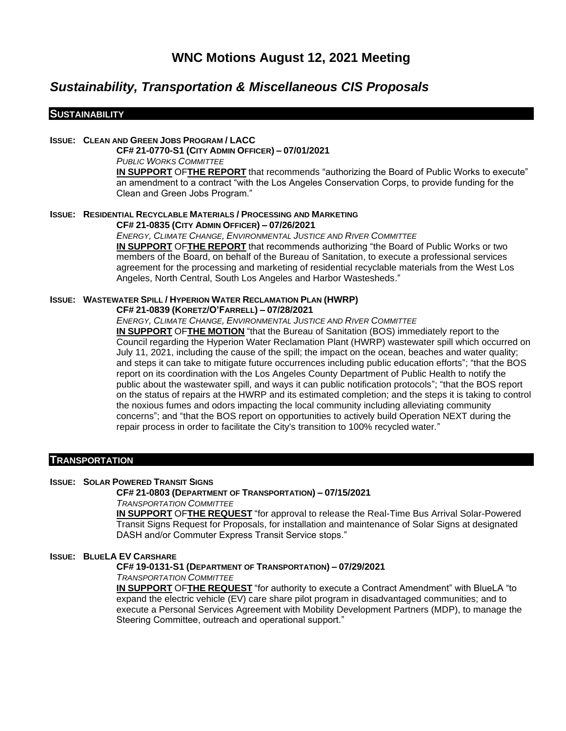# WNC Motions August 12, 2021 Meeting

## *Sustainability, Transportation & Miscellaneous CIS Proposals*

### SUSTAINABILITY

**ISSUE: CLEAN AND GREEN JOBS PROGRAM / LACC**

**CF# 21-0770-S1 (CITY ADMIN OFFICER) – 07/01/2021**

*PUBLIC WORKS COMMITTEE*

**IN SUPPORT** OF**THE REPORT** that recommends "authorizing the Board of Public Works to execute" an amendment to a contract "with the Los Angeles Conservation Corps, to provide funding for the Clean and Green Jobs Program."

**ISSUE: RESIDENTIAL RECYCLABLE MATERIALS / PROCESSING AND MARKETING**

**CF# 21-0835 (CITY ADMIN OFFICER) – 07/26/2021**

*ENERGY, CLIMATE CHANGE, ENVIRONMENTAL JUSTICE AND RIVER COMMITTEE*

**IN SUPPORT** OF**THE REPORT** that recommends authorizing "the Board of Public Works or two members of the Board, on behalf of the Bureau of Sanitation, to execute a professional services agreement for the processing and marketing of residential recyclable materials from the West Los Angeles, North Central, South Los Angeles and Harbor Wastesheds."

**ISSUE: WASTEWATER SPILL / HYPERION WATER RECLAMATION PLAN (HWRP)**

**CF# 21-0839 (KORETZ/O'FARRELL) – 07/28/2021**

*ENERGY, CLIMATE CHANGE, ENVIRONMENTAL JUSTICE AND RIVER COMMITTEE*

**IN SUPPORT** OF**THE MOTION** "that the Bureau of Sanitation (BOS) immediately report to the Council regarding the Hyperion Water Reclamation Plant (HWRP) wastewater spill which occurred on July 11, 2021, including the cause of the spill; the impact on the ocean, beaches and water quality; and steps it can take to mitigate future occurrences including public education efforts"; "that the BOS report on its coordination with the Los Angeles County Department of Public Health to notify the public about the wastewater spill, and ways it can public notification protocols"; "that the BOS report on the status of repairs at the HWRP and its estimated completion; and the steps it is taking to control the noxious fumes and odors impacting the local community including alleviating community concerns"; and "that the BOS report on opportunities to actively build Operation NEXT during the repair process in order to facilitate the City's transition to 100% recycled water."

### TRANSPORTATION

**ISSUE: SOLAR POWERED TRANSIT SIGNS**

**CF# 21-0803 (DEPARTMENT OF TRANSPORTATION) – 07/15/2021**

*TRANSPORTATION COMMITTEE*

**IN SUPPORT** OF**THE REQUEST** "for approval to release the Real-Time Bus Arrival Solar-Powered Transit Signs Request for Proposals, for installation and maintenance of Solar Signs at designated DASH and/or Commuter Express Transit Service stops."

**ISSUE: BLUELA EV CARSHARE**

**CF# 19-0131-S1 (DEPARTMENT OF TRANSPORTATION) – 07/29/2021**

*TRANSPORTATION COMMITTEE*

**IN SUPPORT** OF**THE REQUEST** "for authority to execute a Contract Amendment" with BlueLA "to expand the electric vehicle (EV) care share pilot program in disadvantaged communities; and to execute a Personal Services Agreement with Mobility Development Partners (MDP), to manage the Steering Committee, outreach and operational support."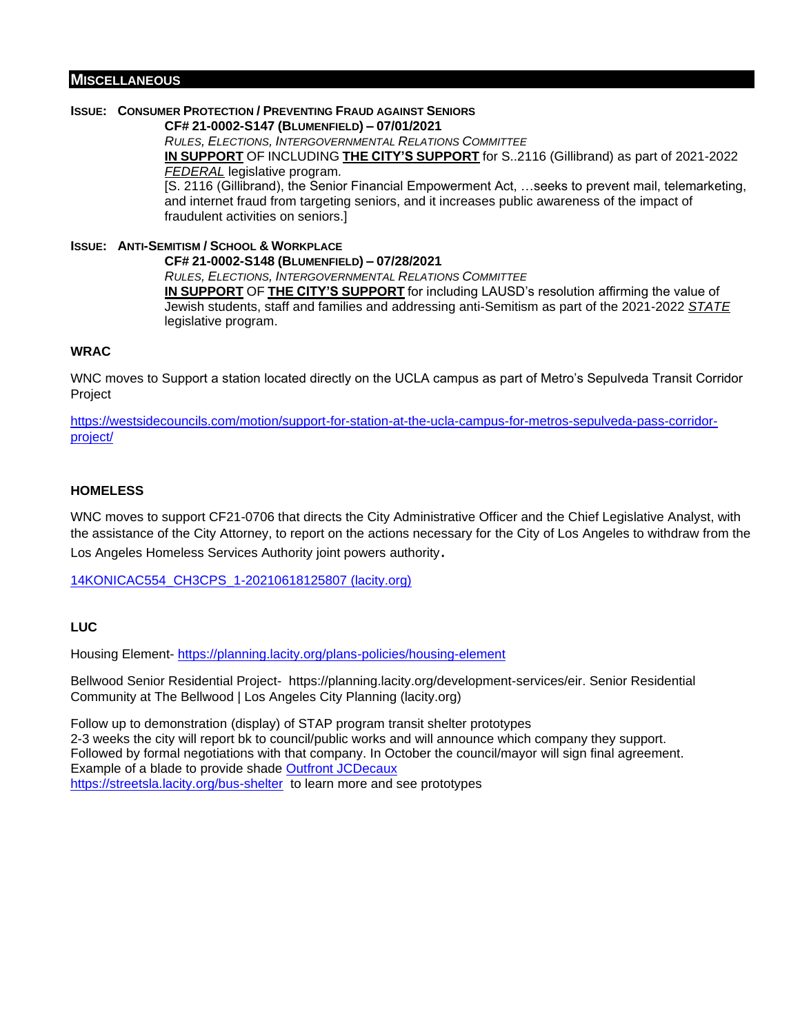## MISCELLANEOUS

**ISSUE: CONSUMER PROTECTION / PREVENTING FRAUD AGAINST SENIORS**

**CF# 21-0002-S147 (BLUMENFIELD) – 07/01/2021**

*RULES, ELECTIONS, INTERGOVERNMENTAL RELATIONS COMMITTEE*

**IN SUPPORT** OF INCLUDING **THE CITY'S SUPPORT** for S..2116 (Gillibrand) as part of 2021-2022 *FEDERAL* legislative program.

[S. 2116 (Gillibrand), the Senior Financial Empowerment Act, …seeks to prevent mail, telemarketing, and internet fraud from targeting seniors, and it increases public awareness of the impact of fraudulent activities on seniors.]

**ISSUE: ANTI-SEMITISM / SCHOOL & WORKPLACE**

**CF# 21-0002-S148 (BLUMENFIELD) – 07/28/2021**

*RULES, ELECTIONS, INTERGOVERNMENTAL RELATIONS COMMITTEE*

**IN SUPPORT** OF **THE CITY'S SUPPORT** for including LAUSD's resolution affirming the value of Jewish students, staff and families and addressing anti-Semitism as part of the 2021-2022 *STATE* legislative program.

### WRAC

WNC moves to Support a station located directly on the UCLA campus as part of Metro's Sepulveda Transit Corridor Project

https://westsidecouncils.com/motion/support-for-station-at-the-ucla-campus-for-metros-sepulveda-pass-corridor-project/

### HOMELESS

WNC moves to support CF21-0706 that directs the City Administrative Officer and the Chief Legislative Analyst, with the assistance of the City Attorney, to report on the actions necessary for the City of Los Angeles to withdraw from the Los Angeles Homeless Services Authority joint powers authority.

14KONICAC554_CH3CPS_1-20210618125807 (lacity.org)

### LUC

Housing Element- https://planning.lacity.org/plans-policies/housing-element

Bellwood Senior Residential Project- https://planning.lacity.org/development-services/eir. Senior Residential Community at The Bellwood | Los Angeles City Planning (lacity.org)

Follow up to demonstration (display) of STAP program transit shelter prototypes
2-3 weeks the city will report bk to council/public works and will announce which company they support.
Followed by formal negotiations with that company. In October the council/mayor will sign final agreement.
Example of a blade to provide shade Outfront JCDecaux
https://streetsla.lacity.org/bus-shelter to learn more and see prototypes